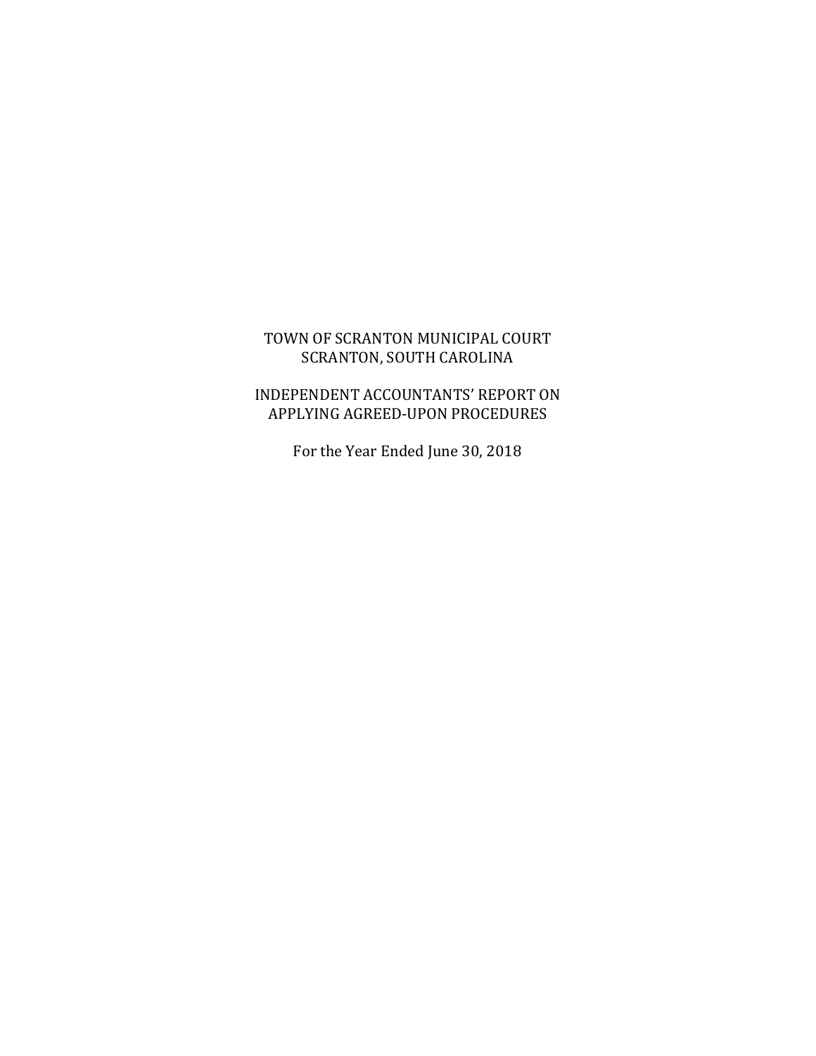# TOWN OF SCRANTON MUNICIPAL COURT
# SCRANTON, SOUTH CAROLINA

## INDEPENDENT ACCOUNTANTS' REPORT ON APPLYING AGREED-UPON PROCEDURES

For the Year Ended June 30, 2018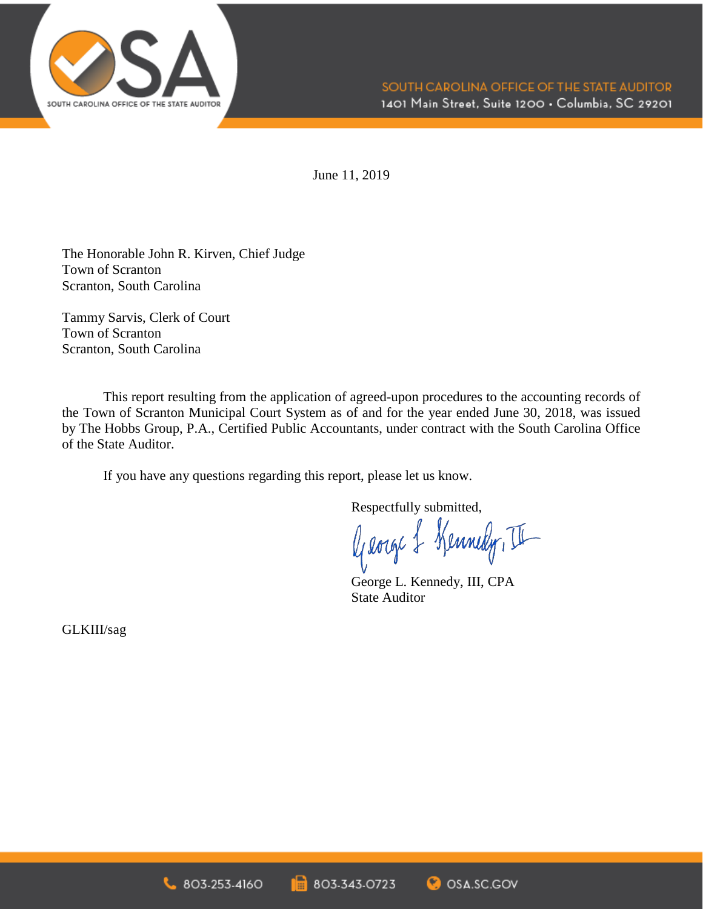June 11, 2019

The Honorable John R. Kirven, Chief Judge
Town of Scranton
Scranton, South Carolina

Tammy Sarvis, Clerk of Court
Town of Scranton
Scranton, South Carolina

This report resulting from the application of agreed-upon procedures to the accounting records of the Town of Scranton Municipal Court System as of and for the year ended June 30, 2018, was issued by The Hobbs Group, P.A., Certified Public Accountants, under contract with the South Carolina Office of the State Auditor.

If you have any questions regarding this report, please let us know.

Respectfully submitted,

George L. Kennedy, III, CPA
State Auditor

GLKIII/sag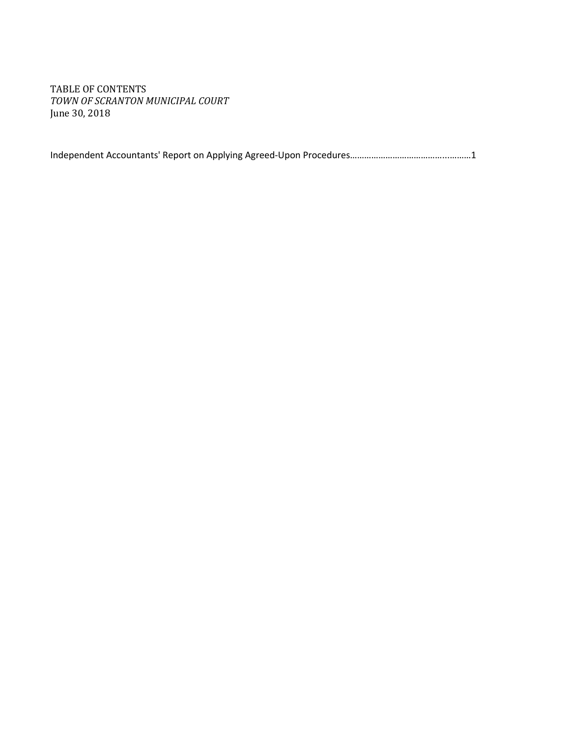TABLE OF CONTENTS
*TOWN OF SCRANTON MUNICIPAL COURT*
June 30, 2018

Independent Accountants' Report on Applying Agreed-Upon Procedures……………………………..……….1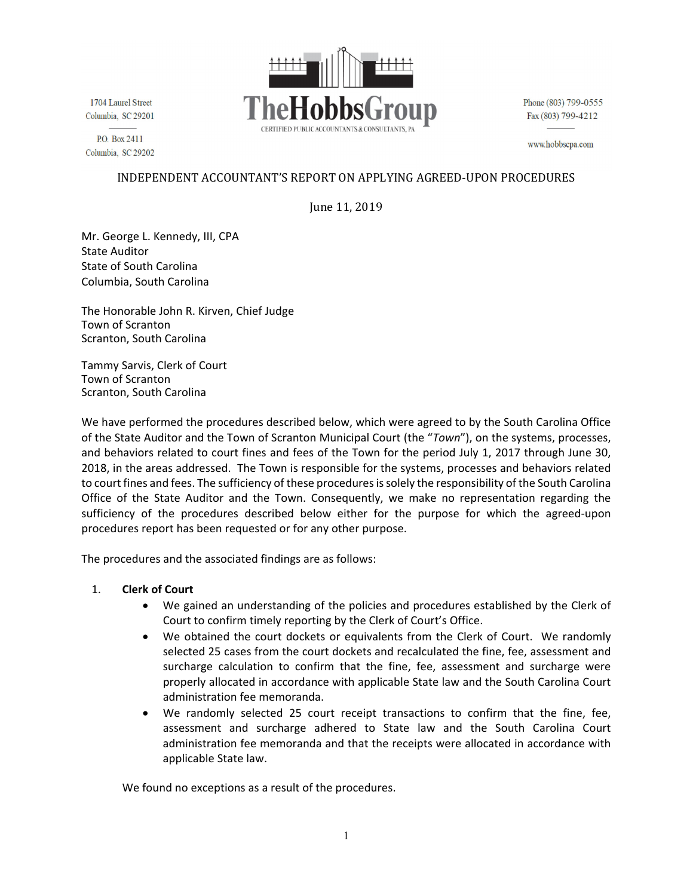1704 Laurel Street
Columbia, SC 29201

P.O. Box 2411
Columbia, SC 29202

**TheHobbsGroup**
CERTIFIED PUBLIC ACCOUNTANTS & CONSULTANTS, PA

Phone (803) 799-0555
Fax (803) 799-4212

www.hobbscpa.com

## INDEPENDENT ACCOUNTANT'S REPORT ON APPLYING AGREED-UPON PROCEDURES

June 11, 2019

Mr. George L. Kennedy, III, CPA
State Auditor
State of South Carolina
Columbia, South Carolina

The Honorable John R. Kirven, Chief Judge
Town of Scranton
Scranton, South Carolina

Tammy Sarvis, Clerk of Court
Town of Scranton
Scranton, South Carolina

We have performed the procedures described below, which were agreed to by the South Carolina Office of the State Auditor and the Town of Scranton Municipal Court (the "*Town*"), on the systems, processes, and behaviors related to court fines and fees of the Town for the period July 1, 2017 through June 30, 2018, in the areas addressed. The Town is responsible for the systems, processes and behaviors related to court fines and fees. The sufficiency of these procedures is solely the responsibility of the South Carolina Office of the State Auditor and the Town. Consequently, we make no representation regarding the sufficiency of the procedures described below either for the purpose for which the agreed-upon procedures report has been requested or for any other purpose.

The procedures and the associated findings are as follows:

1. **Clerk of Court**
   - We gained an understanding of the policies and procedures established by the Clerk of Court to confirm timely reporting by the Clerk of Court's Office.
   - We obtained the court dockets or equivalents from the Clerk of Court. We randomly selected 25 cases from the court dockets and recalculated the fine, fee, assessment and surcharge calculation to confirm that the fine, fee, assessment and surcharge were properly allocated in accordance with applicable State law and the South Carolina Court administration fee memoranda.
   - We randomly selected 25 court receipt transactions to confirm that the fine, fee, assessment and surcharge adhered to State law and the South Carolina Court administration fee memoranda and that the receipts were allocated in accordance with applicable State law.

   We found no exceptions as a result of the procedures.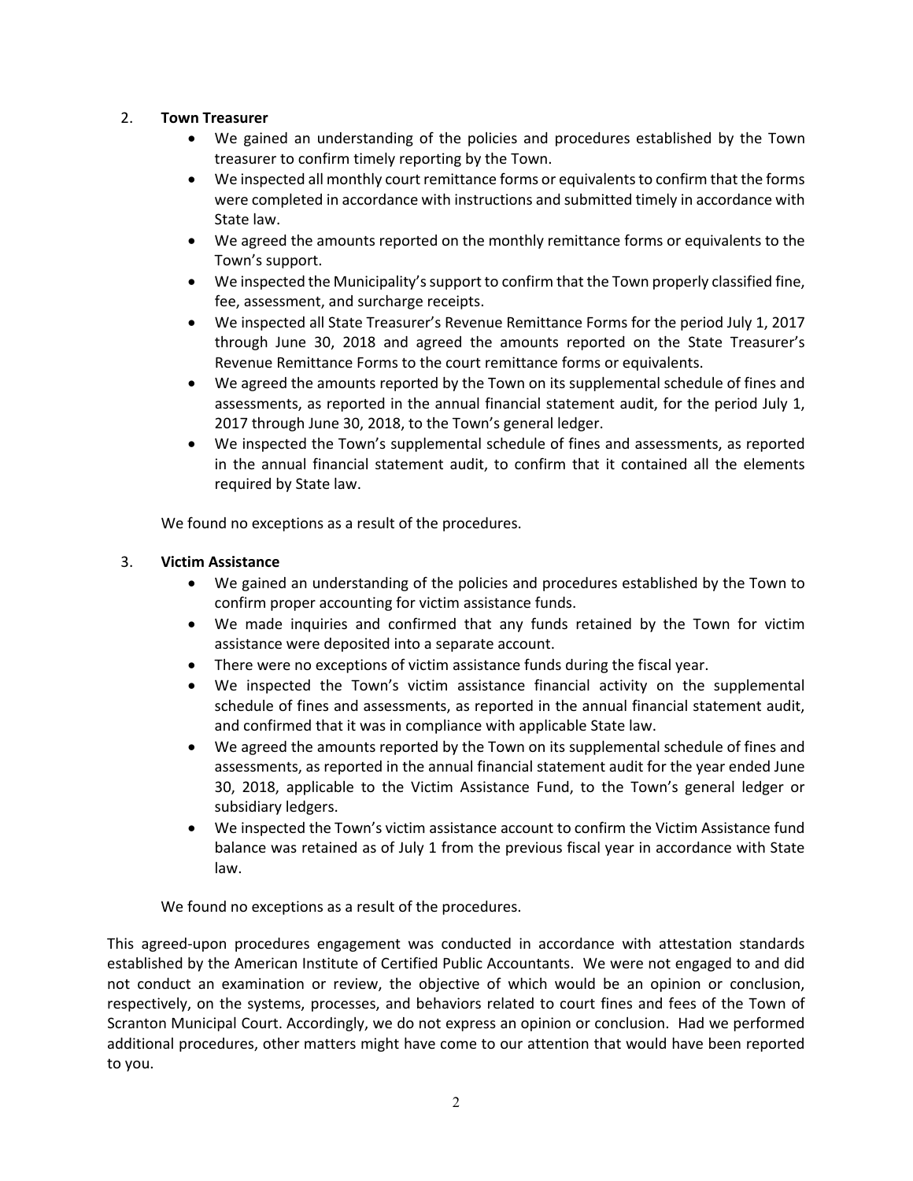2. **Town Treasurer**
   - We gained an understanding of the policies and procedures established by the Town treasurer to confirm timely reporting by the Town.
   - We inspected all monthly court remittance forms or equivalents to confirm that the forms were completed in accordance with instructions and submitted timely in accordance with State law.
   - We agreed the amounts reported on the monthly remittance forms or equivalents to the Town's support.
   - We inspected the Municipality's support to confirm that the Town properly classified fine, fee, assessment, and surcharge receipts.
   - We inspected all State Treasurer's Revenue Remittance Forms for the period July 1, 2017 through June 30, 2018 and agreed the amounts reported on the State Treasurer's Revenue Remittance Forms to the court remittance forms or equivalents.
   - We agreed the amounts reported by the Town on its supplemental schedule of fines and assessments, as reported in the annual financial statement audit, for the period July 1, 2017 through June 30, 2018, to the Town's general ledger.
   - We inspected the Town's supplemental schedule of fines and assessments, as reported in the annual financial statement audit, to confirm that it contained all the elements required by State law.

   We found no exceptions as a result of the procedures.

3. **Victim Assistance**
   - We gained an understanding of the policies and procedures established by the Town to confirm proper accounting for victim assistance funds.
   - We made inquiries and confirmed that any funds retained by the Town for victim assistance were deposited into a separate account.
   - There were no exceptions of victim assistance funds during the fiscal year.
   - We inspected the Town's victim assistance financial activity on the supplemental schedule of fines and assessments, as reported in the annual financial statement audit, and confirmed that it was in compliance with applicable State law.
   - We agreed the amounts reported by the Town on its supplemental schedule of fines and assessments, as reported in the annual financial statement audit for the year ended June 30, 2018, applicable to the Victim Assistance Fund, to the Town's general ledger or subsidiary ledgers.
   - We inspected the Town's victim assistance account to confirm the Victim Assistance fund balance was retained as of July 1 from the previous fiscal year in accordance with State law.

   We found no exceptions as a result of the procedures.

This agreed-upon procedures engagement was conducted in accordance with attestation standards established by the American Institute of Certified Public Accountants. We were not engaged to and did not conduct an examination or review, the objective of which would be an opinion or conclusion, respectively, on the systems, processes, and behaviors related to court fines and fees of the Town of Scranton Municipal Court. Accordingly, we do not express an opinion or conclusion. Had we performed additional procedures, other matters might have come to our attention that would have been reported to you.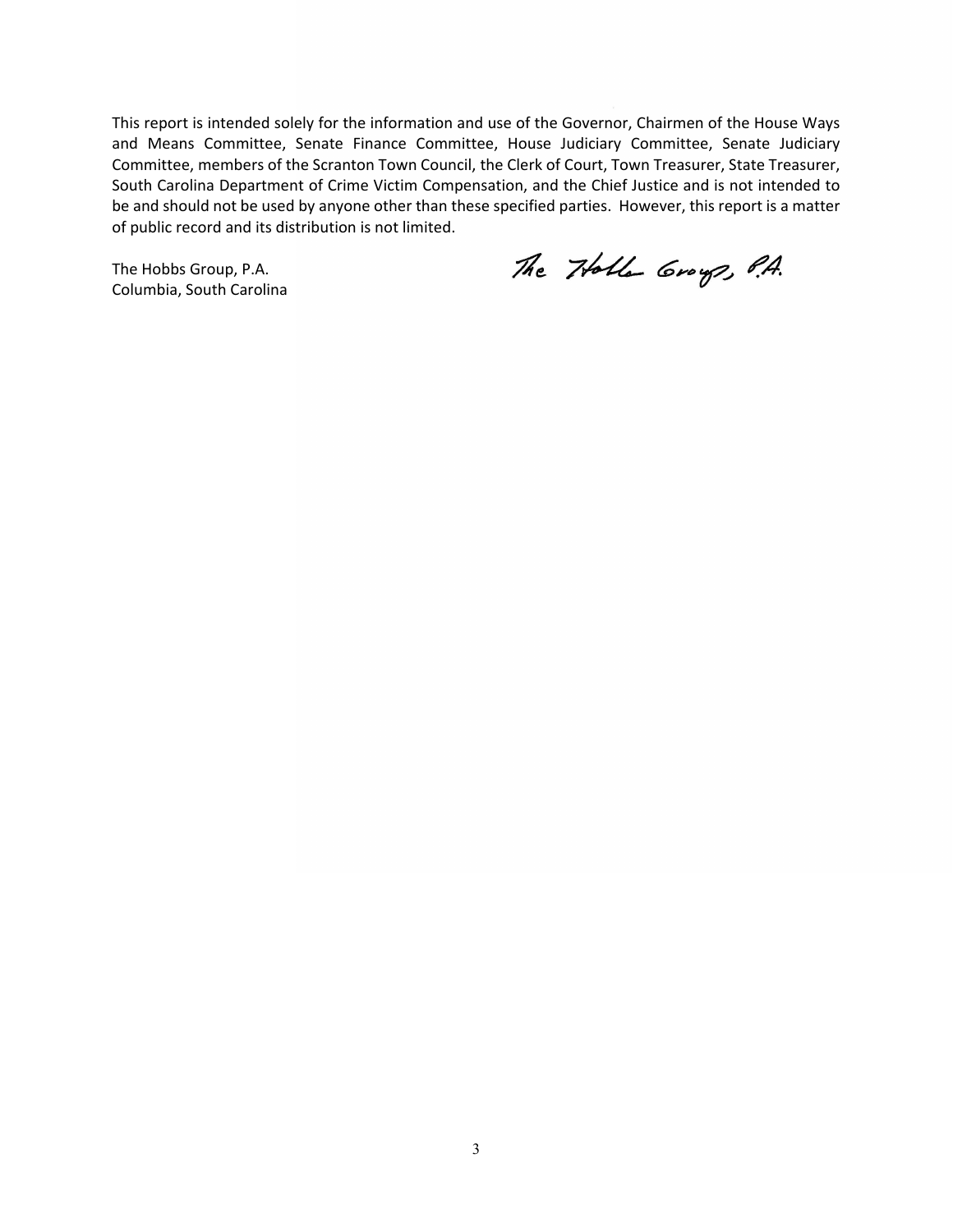This report is intended solely for the information and use of the Governor, Chairmen of the House Ways and Means Committee, Senate Finance Committee, House Judiciary Committee, Senate Judiciary Committee, members of the Scranton Town Council, the Clerk of Court, Town Treasurer, State Treasurer, South Carolina Department of Crime Victim Compensation, and the Chief Justice and is not intended to be and should not be used by anyone other than these specified parties. However, this report is a matter of public record and its distribution is not limited.

The Hobbs Group, P.A.
Columbia, South Carolina

The Hobbs Group, P.A.